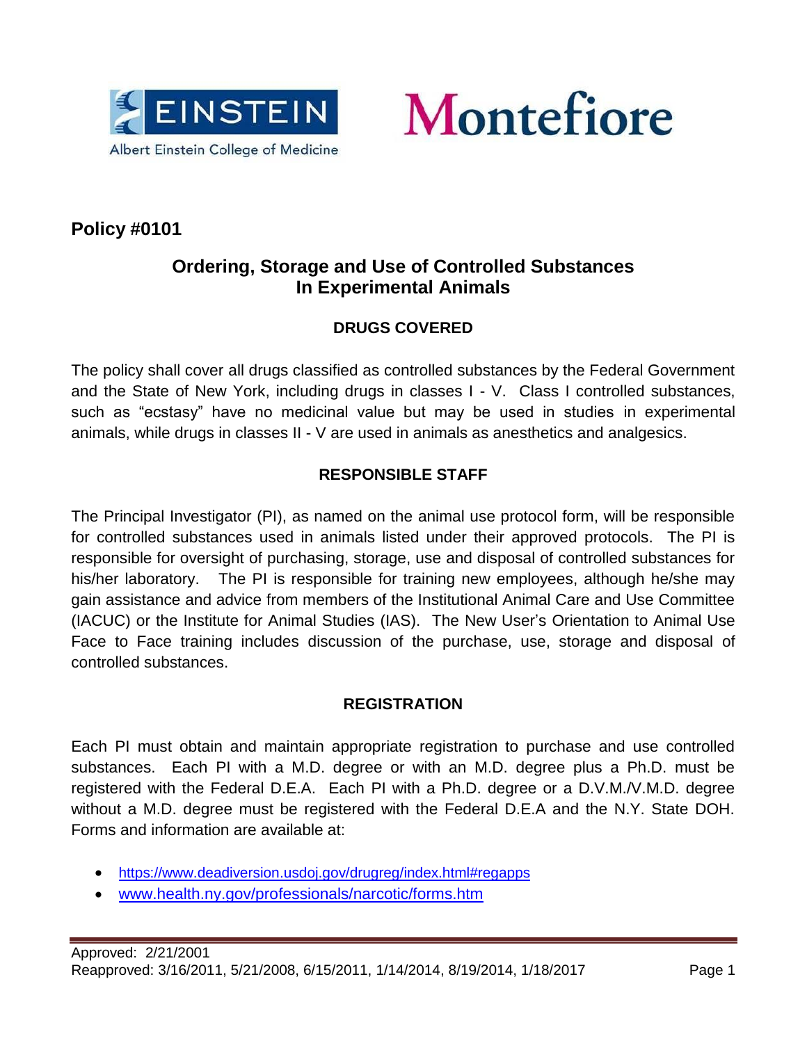Einstein
Albert Einstein College of Medicine

Montefiore

## Policy #0101

# Ordering, Storage and Use of Controlled Substances In Experimental Animals

### DRUGS COVERED

The policy shall cover all drugs classified as controlled substances by the Federal Government and the State of New York, including drugs in classes I - V. Class I controlled substances, such as "ecstasy" have no medicinal value but may be used in studies in experimental animals, while drugs in classes II - V are used in animals as anesthetics and analgesics.

### RESPONSIBLE STAFF

The Principal Investigator (PI), as named on the animal use protocol form, will be responsible for controlled substances used in animals listed under their approved protocols. The PI is responsible for oversight of purchasing, storage, use and disposal of controlled substances for his/her laboratory. The PI is responsible for training new employees, although he/she may gain assistance and advice from members of the Institutional Animal Care and Use Committee (IACUC) or the Institute for Animal Studies (IAS). The New User's Orientation to Animal Use Face to Face training includes discussion of the purchase, use, storage and disposal of controlled substances.

### REGISTRATION

Each PI must obtain and maintain appropriate registration to purchase and use controlled substances. Each PI with a M.D. degree or with an M.D. degree plus a Ph.D. must be registered with the Federal D.E.A. Each PI with a Ph.D. degree or a D.V.M./V.M.D. degree without a M.D. degree must be registered with the Federal D.E.A and the N.Y. State DOH. Forms and information are available at:

- https://www.deadiversion.usdoj.gov/drugreg/index.html#regapps
- www.health.ny.gov/professionals/narcotic/forms.htm

Approved: 2/21/2001
Reapproved: 3/16/2011, 5/21/2008, 6/15/2011, 1/14/2014, 8/19/2014, 1/18/2017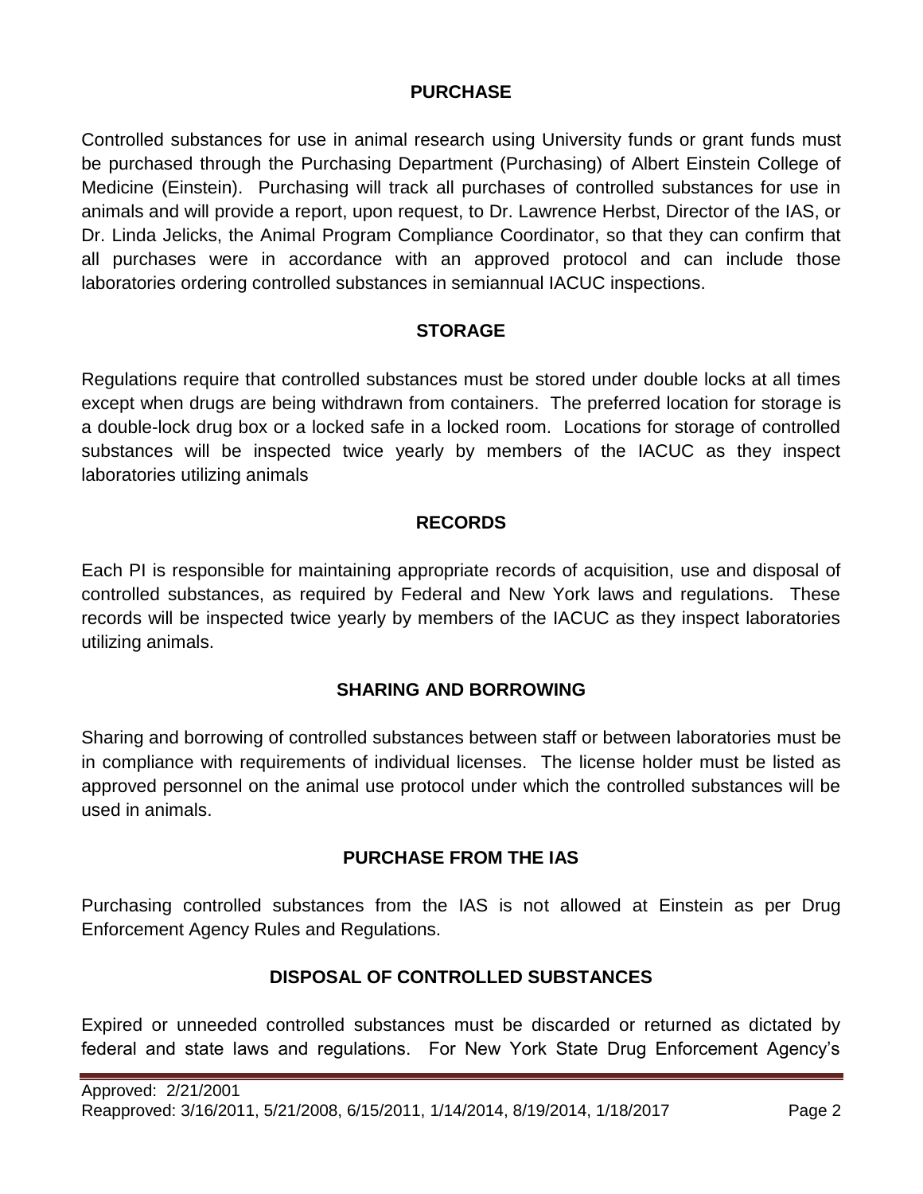## PURCHASE

Controlled substances for use in animal research using University funds or grant funds must be purchased through the Purchasing Department (Purchasing) of Albert Einstein College of Medicine (Einstein). Purchasing will track all purchases of controlled substances for use in animals and will provide a report, upon request, to Dr. Lawrence Herbst, Director of the IAS, or Dr. Linda Jelicks, the Animal Program Compliance Coordinator, so that they can confirm that all purchases were in accordance with an approved protocol and can include those laboratories ordering controlled substances in semiannual IACUC inspections.

## STORAGE

Regulations require that controlled substances must be stored under double locks at all times except when drugs are being withdrawn from containers. The preferred location for storage is a double-lock drug box or a locked safe in a locked room. Locations for storage of controlled substances will be inspected twice yearly by members of the IACUC as they inspect laboratories utilizing animals

## RECORDS

Each PI is responsible for maintaining appropriate records of acquisition, use and disposal of controlled substances, as required by Federal and New York laws and regulations. These records will be inspected twice yearly by members of the IACUC as they inspect laboratories utilizing animals.

## SHARING AND BORROWING

Sharing and borrowing of controlled substances between staff or between laboratories must be in compliance with requirements of individual licenses. The license holder must be listed as approved personnel on the animal use protocol under which the controlled substances will be used in animals.

## PURCHASE FROM THE IAS

Purchasing controlled substances from the IAS is not allowed at Einstein as per Drug Enforcement Agency Rules and Regulations.

## DISPOSAL OF CONTROLLED SUBSTANCES

Expired or unneeded controlled substances must be discarded or returned as dictated by federal and state laws and regulations. For New York State Drug Enforcement Agency's

Approved: 2/21/2001
Reapproved: 3/16/2011, 5/21/2008, 6/15/2011, 1/14/2014, 8/19/2014, 1/18/2017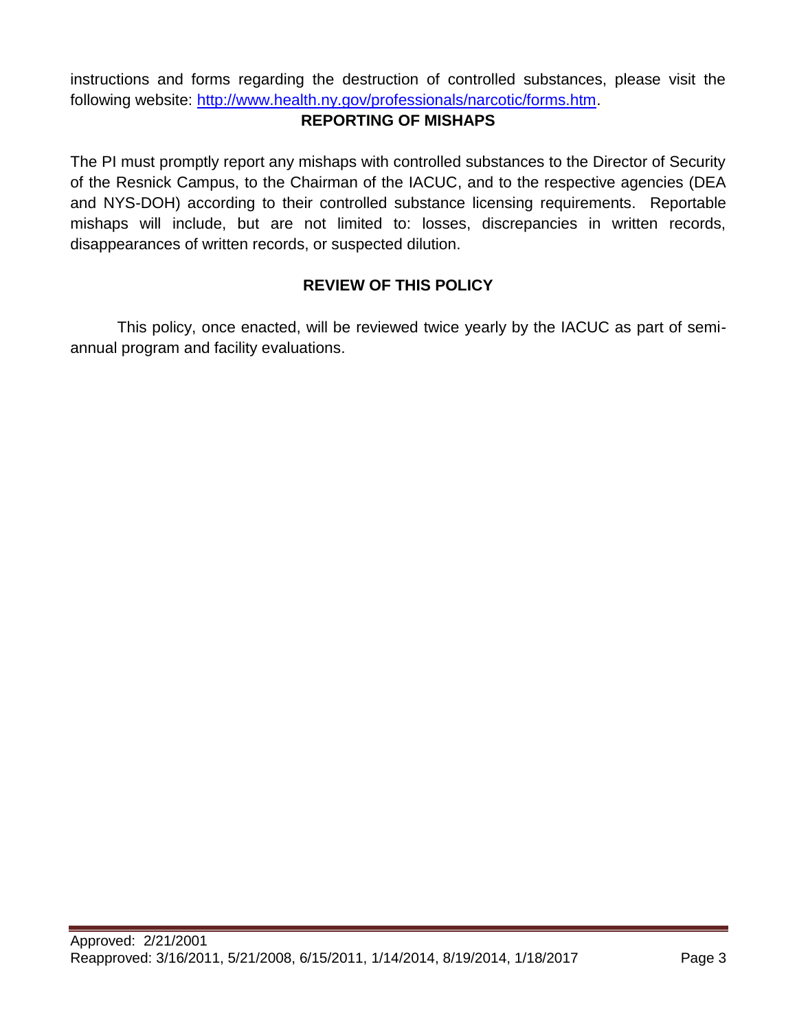instructions and forms regarding the destruction of controlled substances, please visit the following website: [http://www.health.ny.gov/professionals/narcotic/forms.htm](http://www.health.ny.gov/professionals/narcotic/forms.htm).

## REPORTING OF MISHAPS

The PI must promptly report any mishaps with controlled substances to the Director of Security of the Resnick Campus, to the Chairman of the IACUC, and to the respective agencies (DEA and NYS-DOH) according to their controlled substance licensing requirements. Reportable mishaps will include, but are not limited to: losses, discrepancies in written records, disappearances of written records, or suspected dilution.

## REVIEW OF THIS POLICY

This policy, once enacted, will be reviewed twice yearly by the IACUC as part of semi-annual program and facility evaluations.